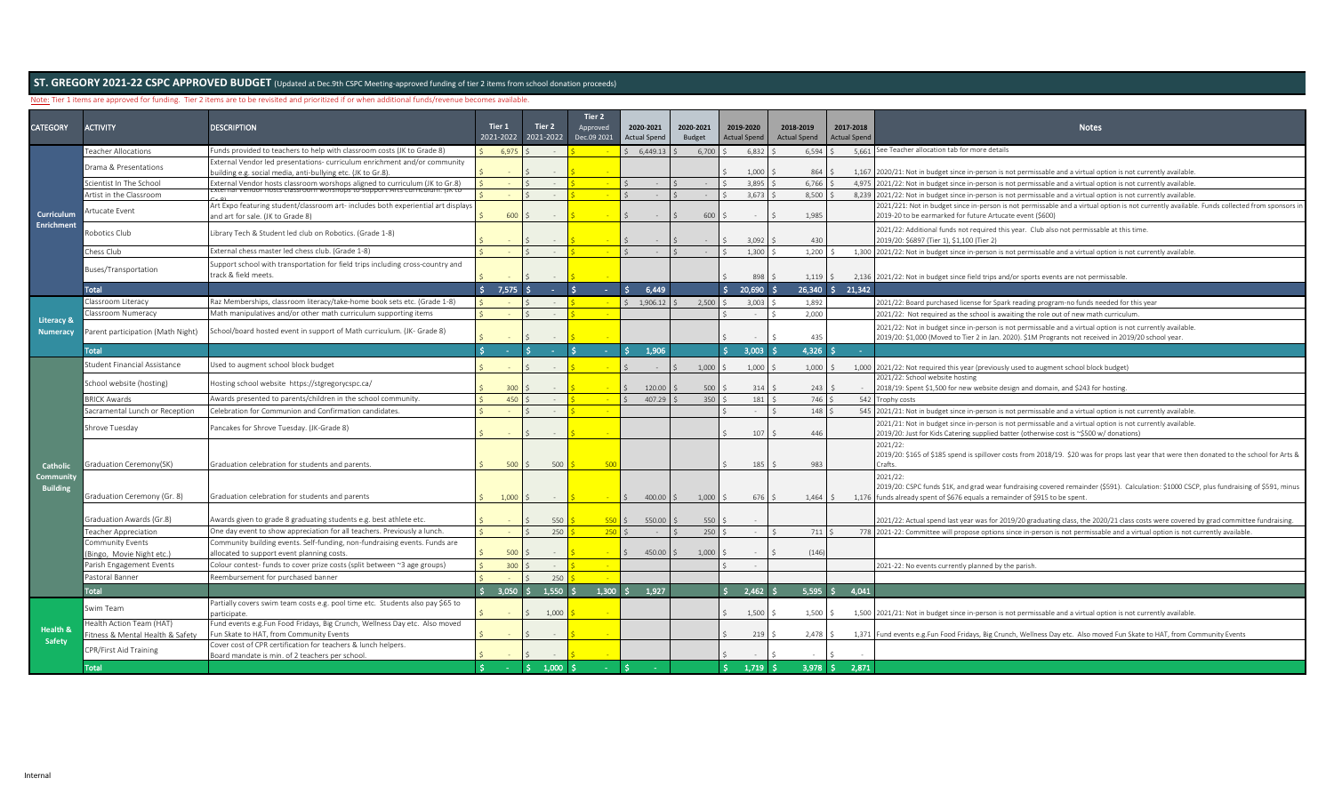# ST. GREGORY 2021-22 CSPC APPROVED BUDGET (Updated at Dec.9th CSPC Meeting-approved funding of tier 2 items from school donation proceeds)

Note: Tier 1 items are approved for funding. Tier 2 items are to be revisited and prioritized if or when additional funds/revenue becomes available.

| CATEGORY | ACTIVITY | DESCRIPTION | Tier 1 2021-2022 | Tier 2 2021-2022 | Tier 2 Approved Dec.09 2021 | 2020-2021 Actual Spend | 2020-2021 Budget | 2019-2020 Actual Spend | 2018-2019 Actual Spend | 2017-2018 Actual Spend | Notes |
|---|---|---|---|---|---|---|---|---|---|---|---|
| Curriculum Enrichment | Teacher Allocations | Funds provided to teachers to help with classroom costs (JK to Grade 8) | $ 6,975 | $ - | $ - | $ 6,449.13 | $ 6,700 | $ 6,832 | $ 6,594 | $ 5,661 | See Teacher allocation tab for more details |
| | Drama & Presentations | External Vendor led presentations- curriculum enrichment and/or community building e.g. social media, anti-bullying etc. (JK to Gr.8). | $ - | $ - | $ - | | | $ 1,000 | $ 864 | $ 1,167 | 2020/21: Not in budget since in-person is not permissable and a virtual option is not currently available. |
| | Scientist In The School | External Vendor hosts classroom worshops aligned to curriculum (JK to Gr.8) | $ - | $ - | $ - | $ - | $ - | $ 3,895 | $ 6,766 | $ 4,975 | 2021/22: Not in budget since in-person is not permissable and a virtual option is not currently available. |
| | Artist in the Classroom | External vendor hosts classroom worshops to support Arts curriculum. (JK to Gr.8) | $ - | $ - | $ - | $ - | $ - | $ 3,673 | $ 8,500 | $ 8,239 | 2021/22: Not in budget since in-person is not permissable and a virtual option is not currently available. |
| | Artucate Event | Art Expo featuring student/classroom art- includes both experiential art displays and art for sale. (JK to Grade 8) | $ 600 | $ - | $ - | $ - | $ 600 | $ - | $ 1,985 | | 2021/221: Not in budget since in-person is not permissable and a virtual option is not currently available. Funds collected from sponsors in 2019-20 to be earmarked for future Artucate event ($600) |
| | Robotics Club | Library Tech & Student led club on Robotics. (Grade 1-8) | $ - | $ - | $ - | $ - | $ - | $ 3,092 | $ 430 | | 2021/22: Additional funds not required this year. Club also not permissable at this time. 2019/20: $6897 (Tier 1), $1,100 (Tier 2) |
| | Chess Club | External chess master led chess club. (Grade 1-8) | $ - | $ - | $ - | $ - | $ - | $ 1,300 | $ 1,200 | $ 1,300 | 2021/22: Not in budget since in-person is not permissable and a virtual option is not currently available. |
| | Buses/Transportation | Support school with transportation for field trips including cross-country and track & field meets. | $ - | $ - | $ - | | | $ 898 | $ 1,119 | $ 2,136 | 2021/22: Not in budget since field trips and/or sports events are not permissable. |
| | **Total** | | **$ 7,575** | **$ -** | **$ -** | **$ 6,449** | | **$ 20,690** | **$ 26,340** | **$ 21,342** | |
| Literacy & Numeracy | Classroom Literacy | Raz Memberships, classroom literacy/take-home book sets etc. (Grade 1-8) | $ - | $ - | $ - | $ 1,906.12 | $ 2,500 | $ 3,003 | $ 1,892 | | 2021/22: Board purchased license for Spark reading program-no funds needed for this year |
| | Classroom Numeracy | Math manipulatives and/or other math curriculum supporting items | $ - | $ - | $ - | | | $ - | $ 2,000 | | 2021/22: Not required as the school is awaiting the role out of new math curriculum. |
| | Parent participation (Math Night) | School/board hosted event in support of Math curriculum. (JK- Grade 8) | $ - | $ - | $ - | | | $ - | $ 435 | | 2021/22: Not in budget since in-person is not permissable and a virtual option is not currently available. 2019/20: $1,000 (Moved to Tier 2 in Jan. 2020). $1M Prograns not received in 2019/20 school year. |
| | **Total** | | **$ -** | **$ -** | **$ -** | **$ 1,906** | | **$ 3,003** | **$ 4,326** | **$ -** | |
| Catholic Community Building | Student Financial Assistance | Used to augment school block budget | $ - | $ - | $ - | $ - | $ 1,000 | $ 1,000 | $ 1,000 | $ 1,000 | 2021/22: Not required this year (previously used to augment school block budget) |
| | School website (hosting) | Hosting school website https://stgregorycspc.ca/ | $ 300 | $ - | $ - | $ 120.00 | $ 500 | $ 314 | $ 243 | $ - | 2021/22: School website hosting 2018/19: Spent $1,500 for new website design and domain, and $243 for hosting. |
| | BRICK Awards | Awards presented to parents/children in the school community. | $ 450 | $ - | $ - | $ 407.29 | $ 350 | $ 181 | $ 746 | $ 542 | Trophy costs |
| | Sacramental Lunch or Reception | Celebration for Communion and Confirmation candidates. | $ - | $ - | $ - | | | $ - | $ 148 | $ 545 | 2021/21: Not in budget since in-person is not permissable and a virtual option is not currently available. |
| | Shrove Tuesday | Pancakes for Shrove Tuesday. (JK-Grade 8) | $ - | $ - | $ - | | | $ 107 | $ 446 | | 2021/21: Not in budget since in-person is not permissable and a virtual option is not currently available. 2019/20: Just for Kids Catering supplied batter (otherwise cost is ~$500 w/ donations) |
| | Graduation Ceremony(SK) | Graduation celebration for students and parents. | $ 500 | $ 500 | $ 500 | | | $ 185 | $ 983 | | 2021/22: 2019/20: $165 of $185 spend is spillover costs from 2018/19. $20 was for props last year that were then donated to the school for Arts & Crafts. |
| | Graduation Ceremony (Gr. 8) | Graduation celebration for students and parents | $ 1,000 | $ - | $ - | $ 400.00 | $ 1,000 | $ 676 | $ 1,464 | $ 1,176 | 2021/22: 2019/20: CSPC funds $1K, and grad wear fundraising covered remainder ($591). Calculation: $1000 CSCP, plus fundraising of $591, minus funds already spent of $676 equals a remainder of $915 to be spent. |
| | Graduation Awards (Gr.8) | Awards given to grade 8 graduating students e.g. best athlete etc. | $ - | $ 550 | $ 550 | $ 550.00 | $ 550 | $ - | | | 2021/22: Actual spend last year was for 2019/20 graduating class, the 2020/21 class costs were covered by grad committee fundraising. |
| | Teacher Appreciation | One day event to show appreciation for all teachers. Previously a lunch. | $ - | $ 250 | $ 250 | $ - | $ 250 | $ - | $ 711 | $ 778 | 2021-22: Committee will propose options since in-person is not permissable and a virtual option is not currently available. |
| | Community Events (Bingo, Movie Night etc.) | Community building events. Self-funding, non-fundraising events. Funds are allocated to support event planning costs. | $ 500 | $ - | $ - | $ 450.00 | $ 1,000 | $ - | $ (146) | | |
| | Parish Engagement Events | Colour contest- funds to cover prize costs (split between ~3 age groups) | $ 300 | $ - | $ - | | | $ - | | | 2021-22: No events currently planned by the parish. |
| | Pastoral Banner | Reembursement for purchased banner | $ - | $ 250 | $ - | | | | | | |
| | **Total** | | **$ 3,050** | **$ 1,550** | **$ 1,300** | **$ 1,927** | | **$ 2,462** | **$ 5,595** | **$ 4,041** | |
| Health & Safety | Swim Team | Partially covers swim team costs e.g. pool time etc. Students also pay $65 to participate. | $ - | $ 1,000 | $ - | | | $ 1,500 | $ 1,500 | $ 1,500 | 2021/21: Not in budget since in-person is not permissable and a virtual option is not currently available. |
| | Health Action Team (HAT) Fitness & Mental Health & Safety | Fund events e.g.Fun Food Fridays, Big Crunch, Wellness Day etc. Also moved Fun Skate to HAT, from Community Events | $ - | $ - | $ - | | | $ 219 | $ 2,478 | $ 1,371 | Fund events e.g.Fun Food Fridays, Big Crunch, Wellness Day etc. Also moved Fun Skate to HAT, from Community Events |
| | CPR/First Aid Training | Cover cost of CPR certification for teachers & lunch helpers. Board mandate is min. of 2 teachers per school. | $ - | $ - | $ - | | | $ - | $ - | $ - | |
| | **Total** | | **$ -** | **$ 1,000** | **$ -** | **$ -** | | **$ 1,719** | **$ 3,978** | **$ 2,871** | |

Internal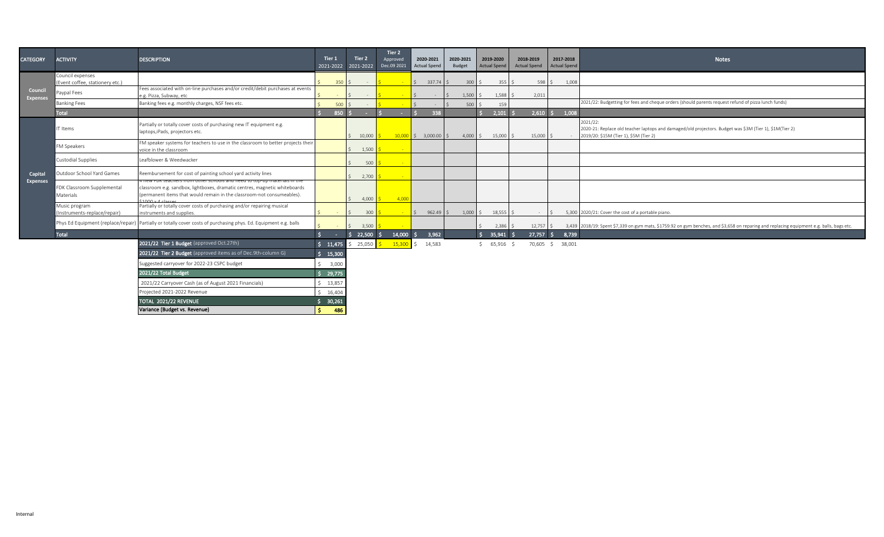| CATEGORY | ACTIVITY | DESCRIPTION | Tier 1 2021-2022 | Tier 2 2021-2022 | Tier 2 Approved Dec.09 2021 | 2020-2021 Actual Spend | 2020-2021 Budget | 2019-2020 Actual Spend | 2018-2019 Actual Spend | 2017-2018 Actual Spend | Notes |
|---|---|---|---|---|---|---|---|---|---|---|---|
| Council Expenses | Council expenses (Event coffee, stationery etc.) | | $ 350 | $ - | $ - | $ 337.74 | $ 300 | $ 355 | $ 598 | $ 1,008 | |
| | Paypal Fees | Fees associated with on-line purchases and/or credit/debit purchases at events e.g. Pizza, Subway, etc | $ - | $ - | $ - | $ - | $ 1,500 | $ 1,588 | $ 2,011 | | |
| | Banking Fees | Banking fees e.g. monthly charges, NSF fees etc. | $ 500 | $ - | $ - | $ - | $ 500 | $ 159 | | | 2021/22: Budgetting for fees and cheque orders (should parents request refund of pizza lunch funds) |
| | Total | | $ 850 | $ - | $ - | $ 338 | | $ 2,101 | $ 2,610 | $ 1,008 | |
| Capital Expenses | IT Items | Partially or totally cover costs of purchasing new IT equipment e.g. laptops,iPads, projectors etc. | | $ 10,000 | $ 10,000 | $ 3,000.00 | $ 4,000 | $ 15,000 | $ 15,000 | $ - | 2021/22: 2020-21: Replace old teacher laptops and damaged/old projectors. Budget was $3M (Tier 1), $1M(Tier 2) 2019/20: $15M (Tier 1), $5M (Tier 2) |
| | FM Speakers | FM speaker systems for teachers to use in the classroom to better projects their voice in the classroom | | $ 1,500 | $ - | | | | | | |
| | Custodial Supplies | Leafblower & Weedwacker | | $ 500 | $ - | | | | | | |
| | Outdoor School Yard Games | Reembursement for cost of painting school yard activity lines | | $ 2,700 | $ - | | | | | | |
| | FDK Classroom Supplemental Materials | 4 new FDK teachers from other schools and need to top-up materials in the classroom e.g. sandbox, lightboxes, dramatic centres, magnetic whiteboards (permanent items that would remain in the classroom-not consumeables). $1000 x 4 classes | | $ 4,000 | $ 4,000 | | | | | | |
| | Music program (Instruments-replace/repair) | Partially or totally cover costs of purchasing and/or repairing musical instruments and supplies. | $ - | $ 300 | $ - | $ 962.49 | $ 1,000 | $ 18,555 | $ - | $ 5,300 | 2020/21: Cover the cost of a portable piano. |
| | Phys Ed Equipment (replace/repair) | Partially or totally cover costs of purchasing phys. Ed. Equipment e.g. balls | $ - | $ 3,500 | $ - | | | $ 2,386 | $ 12,757 | $ 3,439 | 2018/19: Spent $7,339 on gym mats, $1759.92 on gym benches, and $3,658 on reparing and replacing equipment e.g. balls, bags etc. |
| | Total | | $ - | $ 22,500 | $ 14,000 | $ 3,962 | | $ 35,941 | $ 27,757 | $ 8,739 | |
| | | **2021/22 Tier 1 Budget** (approved Oct.27th) | $ 11,475 | $ 25,050 | $ 15,300 | $ 14,583 | | $ 65,916 | $ 70,605 | $ 38,001 | |
| | | **2021/22 Tier 2 Budget** (approved items as of Dec.9th-column G) | $ 15,300 | | | | | | | | |
| | | Suggested carryover for 2022-23 CSPC budget | $ 3,000 | | | | | | | | |
| | | **2021/22 Total Budget** | $ 29,775 | | | | | | | | |
| | | 2021/22 Carryover Cash (as of August 2021 Financials) | $ 13,857 | | | | | | | | |
| | | Projected 2021-2022 Revenue | $ 16,404 | | | | | | | | |
| | | **TOTAL 2021/22 REVENUE** | $ 30,261 | | | | | | | | |
| | | **Variance (Budget vs. Revenue)** | $ 486 | | | | | | | | |

Internal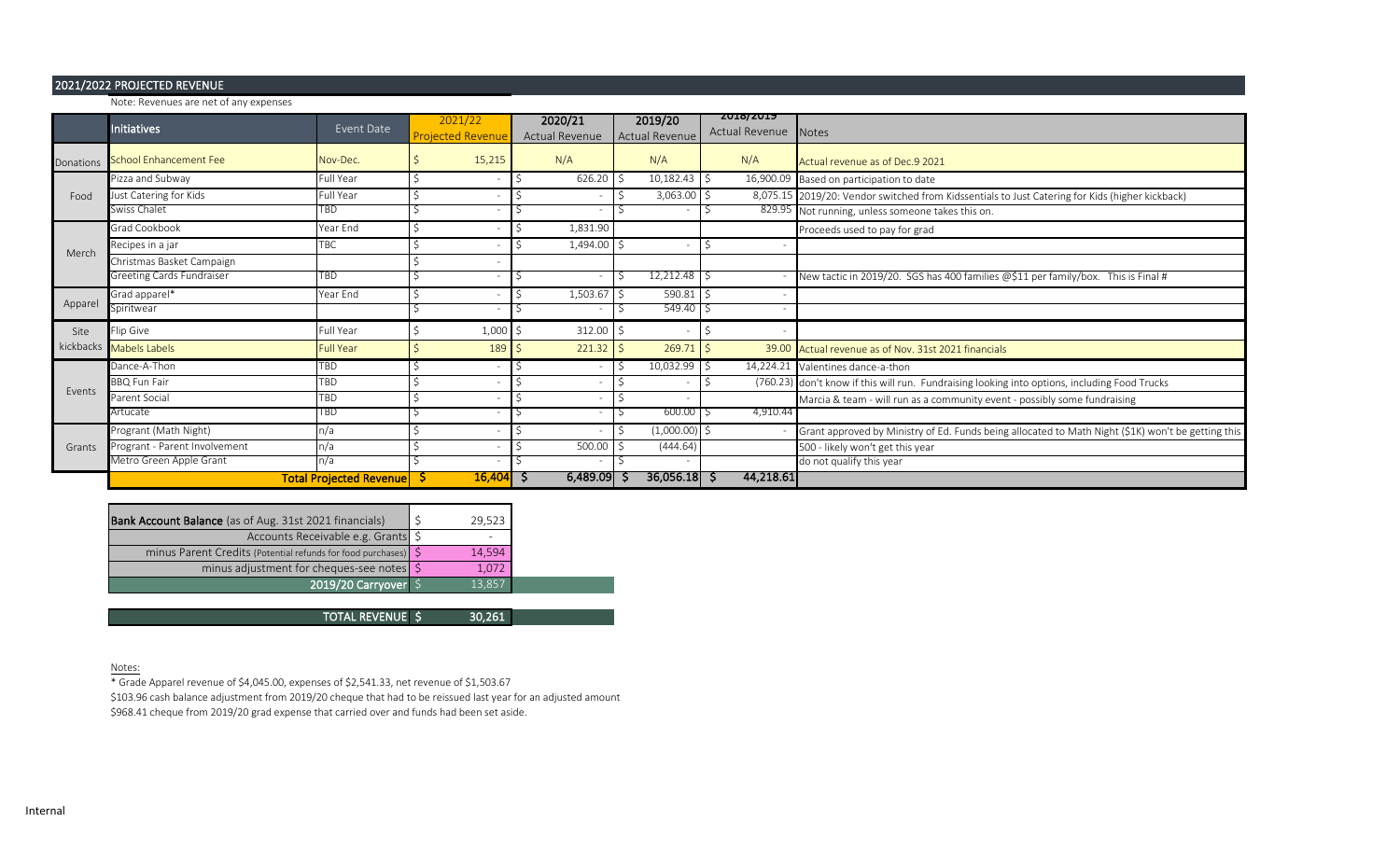## 2021/2022 PROJECTED REVENUE

Note: Revenues are net of any expenses

| | Initiatives | Event Date | 2021/22 Projected Revenue | 2020/21 Actual Revenue | 2019/20 Actual Revenue | 2018/2019 Actual Revenue | Notes |
|---|---|---|---|---|---|---|---|
| Donations | School Enhancement Fee | Nov-Dec. | $ 15,215 | N/A | N/A | N/A | Actual revenue as of Dec.9 2021 |
| Food | Pizza and Subway | Full Year | $ - | $ 626.20 | $ 10,182.43 | $ 16,900.09 | Based on participation to date |
| | Just Catering for Kids | Full Year | $ - | $ - | $ 3,063.00 | $ 8,075.15 | 2019/20: Vendor switched from Kidssentials to Just Catering for Kids (higher kickback) |
| | Swiss Chalet | TBD | $ - | $ - | $ - | $ 829.95 | Not running, unless someone takes this on. |
| Merch | Grad Cookbook | Year End | $ - | $ 1,831.90 | | | Proceeds used to pay for grad |
| | Recipes in a jar | TBC | $ - | $ 1,494.00 | $ - | $ - | |
| | Christmas Basket Campaign | | $ - | | | | |
| | Greeting Cards Fundraiser | TBD | $ - | $ - | $ 12,212.48 | $ - | New tactic in 2019/20. SGS has 400 families @$11 per family/box. This is Final # |
| Apparel | Grad apparel* | Year End | $ - | $ 1,503.67 | $ 590.81 | $ - | |
| | Spiritwear | | $ - | $ - | $ 549.40 | $ - | |
| Site kickbacks | Flip Give | Full Year | $ 1,000 | $ 312.00 | $ - | $ - | |
| | Mabels Labels | Full Year | $ 189 | $ 221.32 | $ 269.71 | $ 39.00 | Actual revenue as of Nov. 31st 2021 financials |
| Events | Dance-A-Thon | TBD | $ - | $ - | $ 10,032.99 | $ 14,224.21 | Valentines dance-a-thon |
| | BBQ Fun Fair | TBD | $ - | $ - | $ - | $ (760.23) | don't know if this will run. Fundraising looking into options, including Food Trucks |
| | Parent Social | TBD | $ - | $ - | $ - | | Marcia & team - will run as a community event - possibly some fundraising |
| | Artucate | TBD | $ - | $ - | $ 600.00 | $ 4,910.44 | |
| Grants | Progrant (Math Night) | n/a | $ - | $ - | $ (1,000.00) | $ - | Grant approved by Ministry of Ed. Funds being allocated to Math Night ($1K) won't be getting this |
| | Progrant - Parent Involvement | n/a | $ - | $ 500.00 | $ (444.64) | | 500 - likely won't get this year |
| | Metro Green Apple Grant | n/a | $ - | $ - | $ - | | do not qualify this year |
| | | **Total Projected Revenue** | **$ 16,404** | **$ 6,489.09** | **$ 36,056.18** | **$ 44,218.61** | |

| | |
|---|---|
| **Bank Account Balance** (as of Aug. 31st 2021 financials) | $ 29,523 |
| Accounts Receivable e.g. Grants | $ - |
| minus Parent Credits (Potential refunds for food purchases) | $ 14,594 |
| minus adjustment for cheques-see notes | $ 1,072 |
| 2019/20 Carryover | $ 13,857 |
| | |
| **TOTAL REVENUE** | **$ 30,261** |

Notes:

* Grade Apparel revenue of $4,045.00, expenses of $2,541.33, net revenue of $1,503.67

$103.96 cash balance adjustment from 2019/20 cheque that had to be reissued last year for an adjusted amount

$968.41 cheque from 2019/20 grad expense that carried over and funds had been set aside.

Internal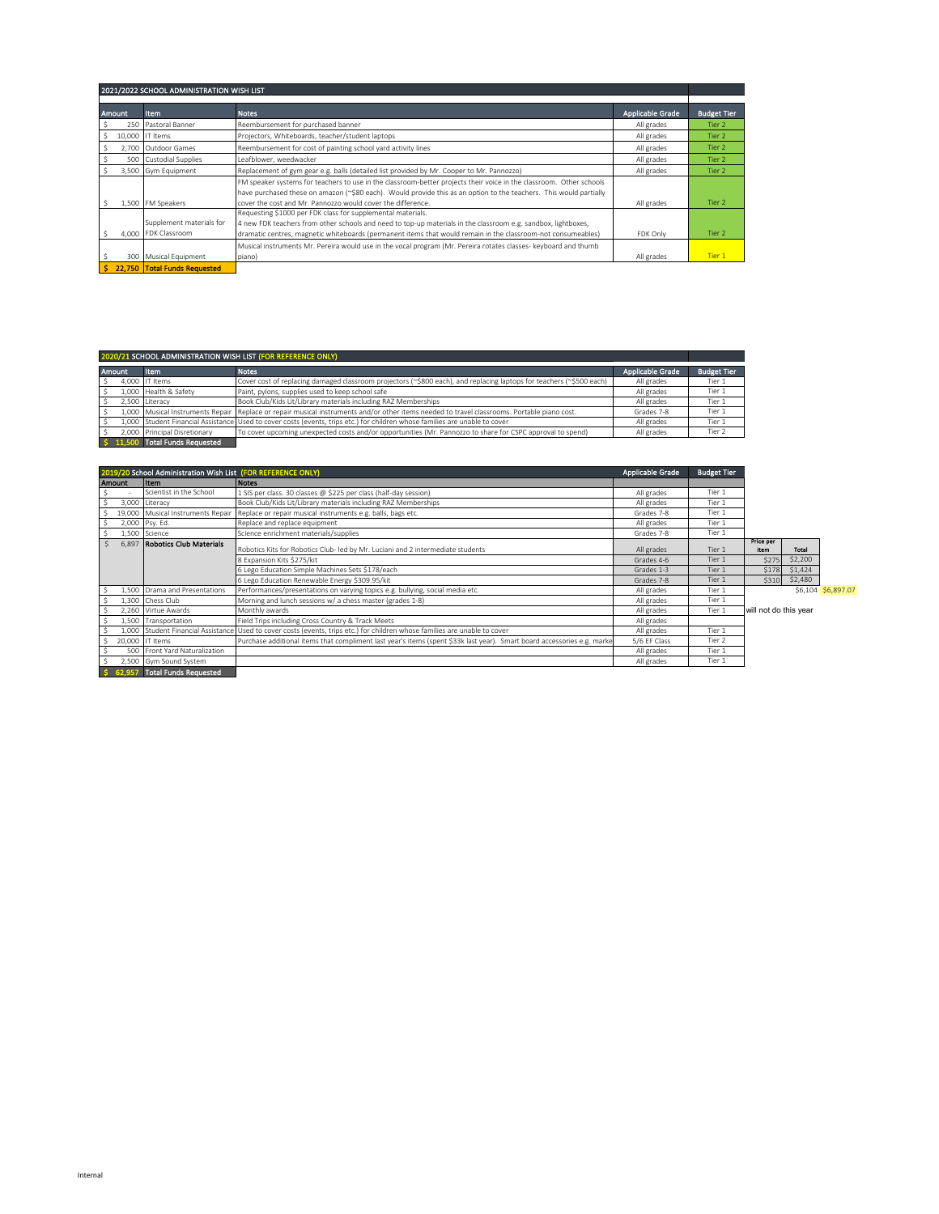## 2021/2022 SCHOOL ADMINISTRATION WISH LIST

| Amount | Item | Notes | Applicable Grade | Budget Tier |
|---|---|---|---|---|
| $ 250 | Pastoral Banner | Reembursement for purchased banner | All grades | Tier 2 |
| $ 10,000 | IT Items | Projectors, Whiteboards, teacher/student laptops | All grades | Tier 2 |
| $ 2,700 | Outdoor Games | Reembursement for cost of painting school yard activity lines | All grades | Tier 2 |
| $ 500 | Custodial Supplies | Leafblower, weedwacker | All grades | Tier 2 |
| $ 3,500 | Gym Equipment | Replacement of gym gear e.g. balls (detailed list provided by Mr. Cooper to Mr. Pannozzo) | All grades | Tier 2 |
| $ 1,500 | FM Speakers | FM speaker systems for teachers to use in the classroom-better projects their voice in the classroom. Other schools have purchased these on amazon (~$80 each). Would provide this as an option to the teachers. This would partially cover the cost and Mr. Pannozzo would cover the difference. | All grades | Tier 2 |
| $ 4,000 | Supplement materials for FDK Classroom | Requesting $1000 per FDK class for supplemental materials. 4 new FDK teachers from other schools and need to top-up materials in the classroom e.g. sandbox, lightboxes, dramatic centres, magnetic whiteboards (permanent items that would remain in the classroom-not consumeables) | FDK Only | Tier 2 |
| $ 300 | Musical Equipment | Musical instruments Mr. Pereira would use in the vocal program (Mr. Pereira rotates classes- keyboard and thumb piano) | All grades | Tier 1 |
| $ 22,750 | Total Funds Requested | | | |

## 2020/21 SCHOOL ADMINISTRATION WISH LIST (FOR REFERENCE ONLY)

| Amount | Item | Notes | Applicable Grade | Budget Tier |
|---|---|---|---|---|
| $ 4,000 | IT Items | Cover cost of replacing damaged classroom projectors (~$800 each), and replacing laptops for teachers (~$500 each) | All grades | Tier 1 |
| $ 1,000 | Health & Safety | Paint, pylons, supplies used to keep school safe | All grades | Tier 1 |
| $ 2,500 | Literacy | Book Club/Kids Lit/Library materials including RAZ Memberships | All grades | Tier 1 |
| $ 1,000 | Musical Instruments Repair | Replace or repair musical instruments and/or other items needed to travel classrooms. Portable piano cost. | Grades 7-8 | Tier 1 |
| $ 1,000 | Student Financial Assistance | Used to cover costs (events, trips etc.) for children whose families are unable to cover | All grades | Tier 1 |
| $ 2,000 | Principal Disretionary | To cover upcoming unexpected costs and/or opportunities (Mr. Pannozzo to share for CSPC approval to spend) | All grades | Tier 2 |
| $ 11,500 | Total Funds Requested | | | |

## 2019/20 School Administration Wish List (FOR REFERENCE ONLY)

| Amount | Item | Notes | Applicable Grade | Budget Tier | Price per item | Total | |
|---|---|---|---|---|---|---|---|
| $ - | Scientist in the School | 1 SIS per class. 30 classes @ $225 per class (half-day session) | All grades | Tier 1 | | | |
| $ 3,000 | Literacy | Book Club/Kids Lit/Library materials including RAZ Memberships | All grades | Tier 1 | | | |
| $ 19,000 | Musical Instruments Repair | Replace or repair musical instruments e.g. balls, bags etc. | Grades 7-8 | Tier 1 | | | |
| $ 2,000 | Psy. Ed. | Replace and replace equipment | All grades | Tier 1 | | | |
| $ 1,500 | Science | Science enrichment materials/supplies | Grades 7-8 | Tier 1 | | | |
| $ 6,897 | **Robotics Club Materials** | Robotics Kits for Robotics Club- led by Mr. Luciani and 2 intermediate students | All grades | Tier 1 | | | |
| | | 8 Expansion Kits $275/kit | Grades 4-6 | Tier 1 | $275 | $2,200 | |
| | | 6 Lego Education Simple Machines Sets $178/each | Grades 1-3 | Tier 1 | $178 | $1,424 | |
| | | 6 Lego Education Renewable Energy $309.95/kit | Grades 7-8 | Tier 1 | $310 | $2,480 | |
| $ 1,500 | Drama and Presentations | Performances/presentations on varying topics e.g. bullying, social media etc. | All grades | Tier 1 | | $6,104 | $6,897.07 |
| $ 1,300 | Chess Club | Morning and lunch sessions w/ a chess master (grades 1-8) | All grades | Tier 1 | | | |
| $ 2,260 | Virtue Awards | Monthly awards | All grades | Tier 1 | will not do this year | | |
| $ 1,500 | Transportation | Field Trips including Cross Country & Track Meets | All grades | | | | |
| $ 1,000 | Student Financial Assistance | Used to cover costs (events, trips etc.) for children whose families are unable to cover | All grades | Tier 1 | | | |
| $ 20,000 | IT Items | Purchase additional items that compliment last year's items (spent $33k last year). Smart board accessories e.g. marke | 5/6 EF Class | Tier 2 | | | |
| $ 500 | Front Yard Naturalization | | All grades | Tier 1 | | | |
| $ 2,500 | Gym Sound System | | All grades | Tier 1 | | | |
| $ 62,957 | Total Funds Requested | | | | | | |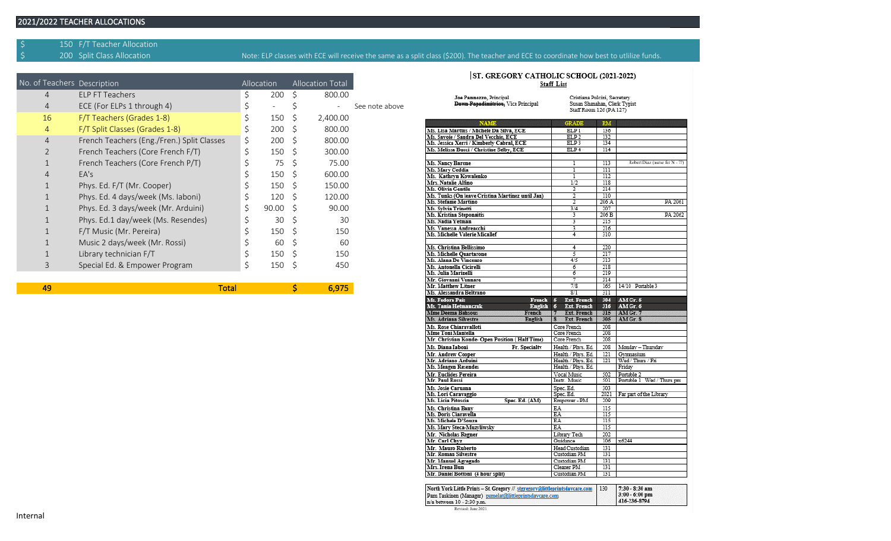## 2021/2022 TEACHER ALLOCATIONS

$ 150 F/T Teacher Allocation

$ 200 Split Class Allocation

Note: ELP classes with ECE will receive the same as a split class ($200). The teacher and ECE to coordinate how best to utilize funds.

| No. of Teachers | Description | Allocation | Allocation Total | |
|---|---|---|---|---|
| 4 | ELP FT Teachers | $ 200 | $ 800.00 | |
| 4 | ECE (For ELPs 1 through 4) | $ - | $ - | See note above |
| 16 | F/T Teachers (Grades 1-8) | $ 150 | $ 2,400.00 | |
| 4 | F/T Split Classes (Grades 1-8) | $ 200 | $ 800.00 | |
| 4 | French Teachers (Eng./Fren.) Split Classes | $ 200 | $ 800.00 | |
| 2 | French Teachers (Core French F/T) | $ 150 | $ 300.00 | |
| 1 | French Teachers (Core French P/T) | $ 75 | $ 75.00 | |
| 4 | EA's | $ 150 | $ 600.00 | |
| 1 | Phys. Ed. F/T (Mr. Cooper) | $ 150 | $ 150.00 | |
| 1 | Phys. Ed. 4 days/week (Ms. Iaboni) | $ 120 | $ 120.00 | |
| 1 | Phys. Ed. 3 days/week (Mr. Arduini) | $ 90.00 | $ 90.00 | |
| 1 | Phys. Ed.1 day/week (Ms. Resendes) | $ 30 | $ 30 | |
| 1 | F/T Music (Mr. Pereira) | $ 150 | $ 150 | |
| 1 | Music 2 days/week (Mr. Rossi) | $ 60 | $ 60 | |
| 1 | Library technician F/T | $ 150 | $ 150 | |
| 3 | Special Ed. & Empower Program | $ 150 | $ 450 | |
| 49 | Total | | $ 6,975 | |

## ST. GREGORY CATHOLIC SCHOOL (2021-2022)

**Staff List**

Joe Pannozzo, Principal
~~Dawn Papadimitrios~~, Vice Principal

Cristiana Pulcini, Secretary
Susan Shanahan, Clerk Typist
Staff Room 126 (PA 127)

| NAME | GRADE | RM | |
|---|---|---|---|
| Ms. Lisa Martins / Michele Da Silva, ECE | ELP 1 | 136 | |
| Ms. Savoie / Sandra Del Vecchio, ECE | ELP 2 | 132 | |
| Ms. Jessica Xerri / Kimberly Cabral, ECE | ELP 3 | 134 | |
| Ms. Melissa Bucci / Christine Selby, ECE | ELP 4 | 114 | |
| Ms. Nancy Barone | 1 | 113 | Robert Diaz (nurse for N - ??) |
| Ms. Mary Ceddia | 1 | 111 | |
| Ms. Kathryn Kowalenko | 1 | 112 | |
| Mrs. Natalie Alfino | 1/2 | 118 | |
| Ms. Olivia Gentile | 2 | 214 | |
| Ms. Tunks (On leave Cristina Martinez until Jan) | 2 | 110 | |
| Ms. Stefanie Martino | 2 | 206 A | PA 2061 |
| Ms. Sylvia Trinetti | 3/4 | 307 | |
| Ms. Kristina Steponaitis | 3 | 206 B | PA 2062 |
| Ms. Nadia Yetman | 3 | 215 | |
| Ms. Vanessa Andreacchi | 3 | 216 | |
| Ms. Michelle Valerie Micallef | 4 | 310 | |
| Ms. Christina Bellissimo | 4 | 220 | |
| Ms. Michelle Quartarone | 5 | 217 | |
| Ms. Alana De Vincenzo | 4/5 | 313 | |
| Ms. Antonella Cicirelli | 6 | 218 | |
| Ms. Julia Marinelli | 6 | 219 | |
| Mr. Giovanni Vennare | 7 | 314 | |
| Mr. Matthew Litner | 7/8 | 165 | 14/10 Portable 3 |
| Ms. Alessandra Beltrano | 8/1 | 311 | |
| Ms. Fedora Pais — French | 5 Ext. French | 304 | AM Gr. 5 |
| Ms. Tania Hetmanczuk — English | 6 Ext. French | 316 | AM Gr. 6 |
| Mme Deema Bahsous — French | 7 Ext. French | 315 | AM Gr. 7 |
| Ms. Adriana Silvestre — English | 8 Ext. French | 305 | AM Gr. 8 |
| Ms. Rose Chiaravalloti | Core French | 208 | |
| Mme Toni Mantella | Core French | 208 | |
| Mr. Christian Konde- Open Position (Half Time) | Core French | 208 | |
| Ms. Diana Iaboni — Fr. Specialty | Health / Phys. Ed. | 208 | Monday – Thursday |
| Mr. Andrew Cooper | Health / Phys. Ed. | 121 | Gymnasium |
| Mr. Adriano Arduini | Health / Phys. Ed. | 121 | Wed / Thurs / Fri |
| Ms. Meagen Resendes | Health / Phys. Ed. | | Friday |
| Mr. Euclides Pereira | Vocal Music | 502 | Portable 2 |
| Mr. Paul Rossi | Instr. Music | 501 | Portable 1 Wed / Thurs pm |
| Ms. Josie Caruana | Spec. Ed. | 303 | |
| Ms. Lori Caravaggio | Spec. Ed. | 2021 | Far part of the Library |
| Ms. Licia Pitoscia — Spec. Ed. (AM) | Empower - PM | 200 | |
| Ms. Christina Bany | EA | 115 | |
| Ms. Doris Ciaravella | EA | 115 | |
| Ms. Michele D'Souza | EA | 115 | |
| Ms. Mary Steca-Muzyliwsky | EA | 115 | |
| Mr. Nicholas Regner | Library Tech | 202 | |
| Mr. Carl Chyz | Guidance | 106 | x6244 |
| Mr. Mauro Ruberto | Head Custodian | 131 | |
| Mr. Roman Silvestre | Custodian PM | 131 | |
| Mr. Manuel Agregado | Custodian PM | 131 | |
| Mrs. Irena Bun | Cleaner PM | 131 | |
| Mr. Daniel Bottoni (4 hour split) | Custodian PM | 131 | |

| | | |
|---|---|---|
| North York Little Prints – St. Gregory // stgregory@littleprintsdaycare.com<br>Pam Taskinen (Manager) pamelat@littleprintsdaycare.com<br>n/a between 10 - 2:30 p.m. | 130 | 7:30 - 8:30 am<br>3:00 - 6:00 pm<br>416-236-8794 |

Revised: June 2021

Internal